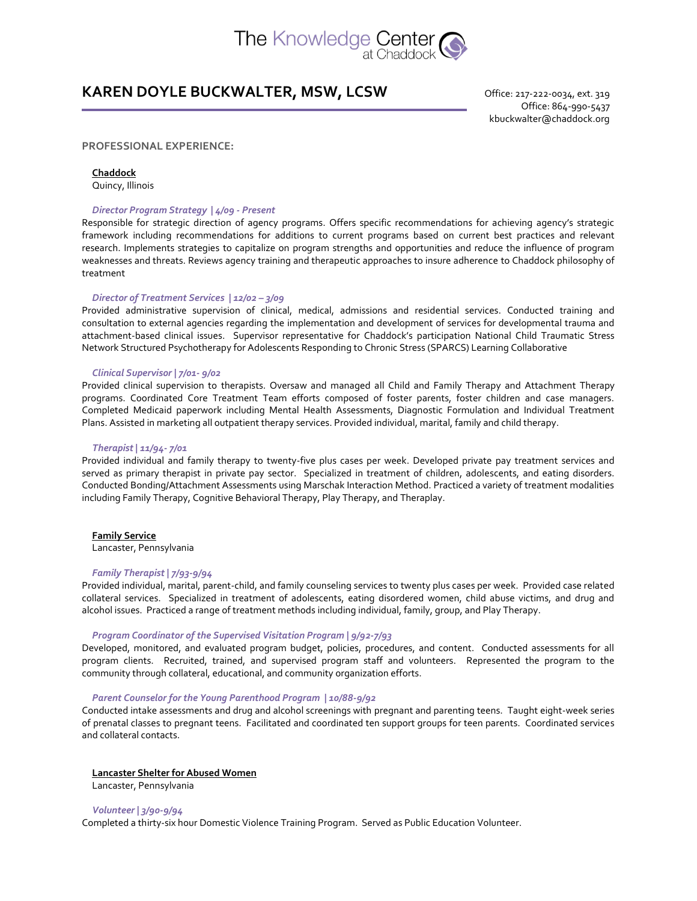The Knowledge Center at Chaddock

# KAREN DOYLE BUCKWALTER, MSW, LCSW

Office: 217-222-0034, ext. 319
Office: 864-990-5437
kbuckwalter@chaddock.org

## PROFESSIONAL EXPERIENCE:

**Chaddock**
Quincy, Illinois

***Director Program Strategy | 4/09 - Present***

Responsible for strategic direction of agency programs. Offers specific recommendations for achieving agency's strategic framework including recommendations for additions to current programs based on current best practices and relevant research. Implements strategies to capitalize on program strengths and opportunities and reduce the influence of program weaknesses and threats. Reviews agency training and therapeutic approaches to insure adherence to Chaddock philosophy of treatment

***Director of Treatment Services | 12/02 – 3/09***

Provided administrative supervision of clinical, medical, admissions and residential services. Conducted training and consultation to external agencies regarding the implementation and development of services for developmental trauma and attachment-based clinical issues. Supervisor representative for Chaddock's participation National Child Traumatic Stress Network Structured Psychotherapy for Adolescents Responding to Chronic Stress (SPARCS) Learning Collaborative

***Clinical Supervisor | 7/01- 9/02***

Provided clinical supervision to therapists. Oversaw and managed all Child and Family Therapy and Attachment Therapy programs. Coordinated Core Treatment Team efforts composed of foster parents, foster children and case managers. Completed Medicaid paperwork including Mental Health Assessments, Diagnostic Formulation and Individual Treatment Plans. Assisted in marketing all outpatient therapy services. Provided individual, marital, family and child therapy.

***Therapist | 11/94- 7/01***

Provided individual and family therapy to twenty-five plus cases per week. Developed private pay treatment services and served as primary therapist in private pay sector. Specialized in treatment of children, adolescents, and eating disorders. Conducted Bonding/Attachment Assessments using Marschak Interaction Method. Practiced a variety of treatment modalities including Family Therapy, Cognitive Behavioral Therapy, Play Therapy, and Theraplay.

**Family Service**
Lancaster, Pennsylvania

***Family Therapist | 7/93-9/94***

Provided individual, marital, parent-child, and family counseling services to twenty plus cases per week. Provided case related collateral services. Specialized in treatment of adolescents, eating disordered women, child abuse victims, and drug and alcohol issues. Practiced a range of treatment methods including individual, family, group, and Play Therapy.

***Program Coordinator of the Supervised Visitation Program | 9/92-7/93***

Developed, monitored, and evaluated program budget, policies, procedures, and content. Conducted assessments for all program clients. Recruited, trained, and supervised program staff and volunteers. Represented the program to the community through collateral, educational, and community organization efforts.

***Parent Counselor for the Young Parenthood Program | 10/88-9/92***

Conducted intake assessments and drug and alcohol screenings with pregnant and parenting teens. Taught eight-week series of prenatal classes to pregnant teens. Facilitated and coordinated ten support groups for teen parents. Coordinated services and collateral contacts.

**Lancaster Shelter for Abused Women**
Lancaster, Pennsylvania

***Volunteer | 3/90-9/94***

Completed a thirty-six hour Domestic Violence Training Program. Served as Public Education Volunteer.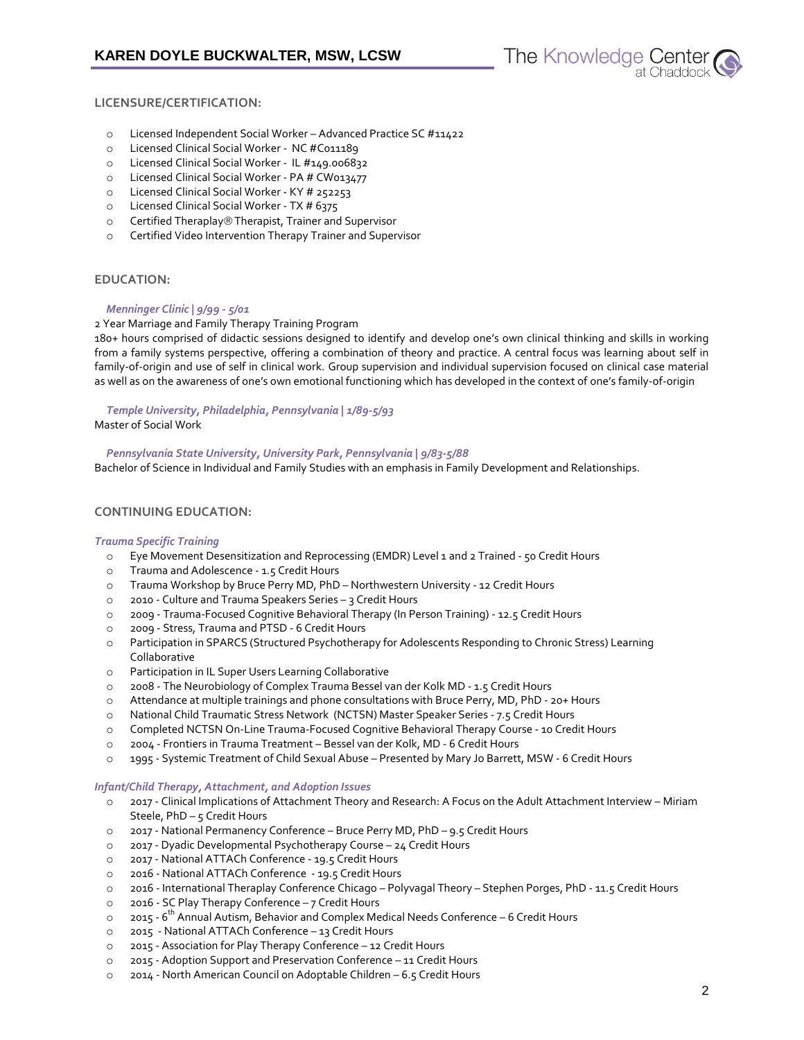## LICENSURE/CERTIFICATION:

- Licensed Independent Social Worker – Advanced Practice SC #11422
- Licensed Clinical Social Worker - NC #C011189
- Licensed Clinical Social Worker - IL #149.006832
- Licensed Clinical Social Worker - PA # CW013477
- Licensed Clinical Social Worker - KY # 252253
- Licensed Clinical Social Worker - TX # 6375
- Certified Theraplay® Therapist, Trainer and Supervisor
- Certified Video Intervention Therapy Trainer and Supervisor

## EDUCATION:

***Menninger Clinic | 9/99 - 5/01***

2 Year Marriage and Family Therapy Training Program

180+ hours comprised of didactic sessions designed to identify and develop one's own clinical thinking and skills in working from a family systems perspective, offering a combination of theory and practice. A central focus was learning about self in family-of-origin and use of self in clinical work. Group supervision and individual supervision focused on clinical case material as well as on the awareness of one's own emotional functioning which has developed in the context of one's family-of-origin

***Temple University, Philadelphia, Pennsylvania | 1/89-5/93***

Master of Social Work

***Pennsylvania State University, University Park, Pennsylvania | 9/83-5/88***

Bachelor of Science in Individual and Family Studies with an emphasis in Family Development and Relationships.

## CONTINUING EDUCATION:

***Trauma Specific Training***

- Eye Movement Desensitization and Reprocessing (EMDR) Level 1 and 2 Trained - 50 Credit Hours
- Trauma and Adolescence - 1.5 Credit Hours
- Trauma Workshop by Bruce Perry MD, PhD – Northwestern University - 12 Credit Hours
- 2010 - Culture and Trauma Speakers Series – 3 Credit Hours
- 2009 - Trauma-Focused Cognitive Behavioral Therapy (In Person Training) - 12.5 Credit Hours
- 2009 - Stress, Trauma and PTSD - 6 Credit Hours
- Participation in SPARCS (Structured Psychotherapy for Adolescents Responding to Chronic Stress) Learning Collaborative
- Participation in IL Super Users Learning Collaborative
- 2008 - The Neurobiology of Complex Trauma Bessel van der Kolk MD - 1.5 Credit Hours
- Attendance at multiple trainings and phone consultations with Bruce Perry, MD, PhD - 20+ Hours
- National Child Traumatic Stress Network (NCTSN) Master Speaker Series - 7.5 Credit Hours
- Completed NCTSN On-Line Trauma-Focused Cognitive Behavioral Therapy Course - 10 Credit Hours
- 2004 - Frontiers in Trauma Treatment – Bessel van der Kolk, MD - 6 Credit Hours
- 1995 - Systemic Treatment of Child Sexual Abuse – Presented by Mary Jo Barrett, MSW - 6 Credit Hours

***Infant/Child Therapy, Attachment, and Adoption Issues***

- 2017 - Clinical Implications of Attachment Theory and Research: A Focus on the Adult Attachment Interview – Miriam Steele, PhD – 5 Credit Hours
- 2017 - National Permanency Conference – Bruce Perry MD, PhD – 9.5 Credit Hours
- 2017 - Dyadic Developmental Psychotherapy Course – 24 Credit Hours
- 2017 - National ATTACh Conference - 19.5 Credit Hours
- 2016 - National ATTACh Conference - 19.5 Credit Hours
- 2016 - International Theraplay Conference Chicago – Polyvagal Theory – Stephen Porges, PhD - 11.5 Credit Hours
- 2016 - SC Play Therapy Conference – 7 Credit Hours
- 2015 - 6th Annual Autism, Behavior and Complex Medical Needs Conference – 6 Credit Hours
- 2015 - National ATTACh Conference – 13 Credit Hours
- 2015 - Association for Play Therapy Conference – 12 Credit Hours
- 2015 - Adoption Support and Preservation Conference – 11 Credit Hours
- 2014 - North American Council on Adoptable Children – 6.5 Credit Hours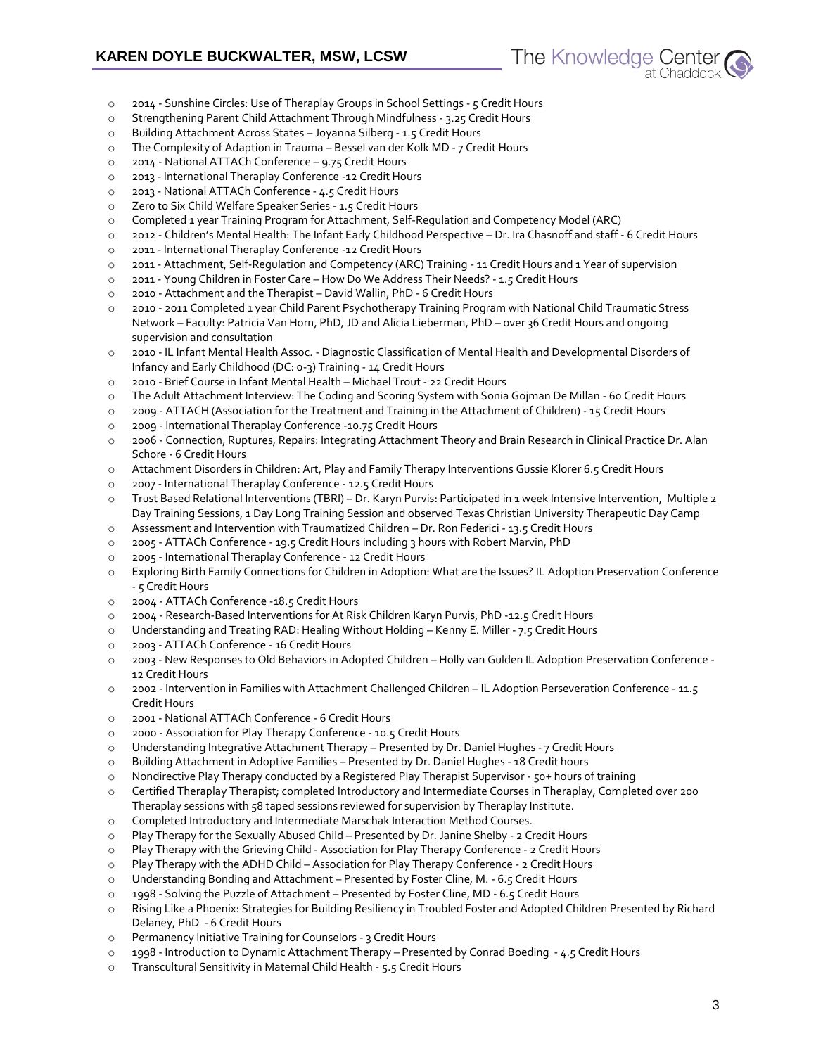- 2014 - Sunshine Circles: Use of Theraplay Groups in School Settings - 5 Credit Hours
- Strengthening Parent Child Attachment Through Mindfulness - 3.25 Credit Hours
- Building Attachment Across States – Joyanna Silberg - 1.5 Credit Hours
- The Complexity of Adaption in Trauma – Bessel van der Kolk MD - 7 Credit Hours
- 2014 - National ATTACh Conference – 9.75 Credit Hours
- 2013 - International Theraplay Conference -12 Credit Hours
- 2013 - National ATTACh Conference - 4.5 Credit Hours
- Zero to Six Child Welfare Speaker Series - 1.5 Credit Hours
- Completed 1 year Training Program for Attachment, Self-Regulation and Competency Model (ARC)
- 2012 - Children's Mental Health: The Infant Early Childhood Perspective – Dr. Ira Chasnoff and staff - 6 Credit Hours
- 2011 - International Theraplay Conference -12 Credit Hours
- 2011 - Attachment, Self-Regulation and Competency (ARC) Training - 11 Credit Hours and 1 Year of supervision
- 2011 - Young Children in Foster Care – How Do We Address Their Needs? - 1.5 Credit Hours
- 2010 - Attachment and the Therapist – David Wallin, PhD - 6 Credit Hours
- 2010 - 2011 Completed 1 year Child Parent Psychotherapy Training Program with National Child Traumatic Stress Network – Faculty: Patricia Van Horn, PhD, JD and Alicia Lieberman, PhD – over 36 Credit Hours and ongoing supervision and consultation
- 2010 - IL Infant Mental Health Assoc. - Diagnostic Classification of Mental Health and Developmental Disorders of Infancy and Early Childhood (DC: 0-3) Training - 14 Credit Hours
- 2010 - Brief Course in Infant Mental Health – Michael Trout - 22 Credit Hours
- The Adult Attachment Interview: The Coding and Scoring System with Sonia Gojman De Millan - 60 Credit Hours
- 2009 - ATTACH (Association for the Treatment and Training in the Attachment of Children) - 15 Credit Hours
- 2009 - International Theraplay Conference -10.75 Credit Hours
- 2006 - Connection, Ruptures, Repairs: Integrating Attachment Theory and Brain Research in Clinical Practice Dr. Alan Schore - 6 Credit Hours
- Attachment Disorders in Children: Art, Play and Family Therapy Interventions Gussie Klorer 6.5 Credit Hours
- 2007 - International Theraplay Conference - 12.5 Credit Hours
- Trust Based Relational Interventions (TBRI) – Dr. Karyn Purvis: Participated in 1 week Intensive Intervention, Multiple 2 Day Training Sessions, 1 Day Long Training Session and observed Texas Christian University Therapeutic Day Camp
- Assessment and Intervention with Traumatized Children – Dr. Ron Federici - 13.5 Credit Hours
- 2005 - ATTACh Conference - 19.5 Credit Hours including 3 hours with Robert Marvin, PhD
- 2005 - International Theraplay Conference - 12 Credit Hours
- Exploring Birth Family Connections for Children in Adoption: What are the Issues? IL Adoption Preservation Conference - 5 Credit Hours
- 2004 - ATTACh Conference -18.5 Credit Hours
- 2004 - Research-Based Interventions for At Risk Children Karyn Purvis, PhD -12.5 Credit Hours
- Understanding and Treating RAD: Healing Without Holding – Kenny E. Miller - 7.5 Credit Hours
- 2003 - ATTACh Conference - 16 Credit Hours
- 2003 - New Responses to Old Behaviors in Adopted Children – Holly van Gulden IL Adoption Preservation Conference - 12 Credit Hours
- 2002 - Intervention in Families with Attachment Challenged Children – IL Adoption Perseveration Conference - 11.5 Credit Hours
- 2001 - National ATTACh Conference - 6 Credit Hours
- 2000 - Association for Play Therapy Conference - 10.5 Credit Hours
- Understanding Integrative Attachment Therapy – Presented by Dr. Daniel Hughes - 7 Credit Hours
- Building Attachment in Adoptive Families – Presented by Dr. Daniel Hughes - 18 Credit hours
- Nondirective Play Therapy conducted by a Registered Play Therapist Supervisor - 50+ hours of training
- Certified Theraplay Therapist; completed Introductory and Intermediate Courses in Theraplay, Completed over 200 Theraplay sessions with 58 taped sessions reviewed for supervision by Theraplay Institute.
- Completed Introductory and Intermediate Marschak Interaction Method Courses.
- Play Therapy for the Sexually Abused Child – Presented by Dr. Janine Shelby - 2 Credit Hours
- Play Therapy with the Grieving Child - Association for Play Therapy Conference - 2 Credit Hours
- Play Therapy with the ADHD Child – Association for Play Therapy Conference - 2 Credit Hours
- Understanding Bonding and Attachment – Presented by Foster Cline, M. - 6.5 Credit Hours
- 1998 - Solving the Puzzle of Attachment – Presented by Foster Cline, MD - 6.5 Credit Hours
- Rising Like a Phoenix: Strategies for Building Resiliency in Troubled Foster and Adopted Children Presented by Richard Delaney, PhD - 6 Credit Hours
- Permanency Initiative Training for Counselors - 3 Credit Hours
- 1998 - Introduction to Dynamic Attachment Therapy – Presented by Conrad Boeding - 4.5 Credit Hours
- Transcultural Sensitivity in Maternal Child Health - 5.5 Credit Hours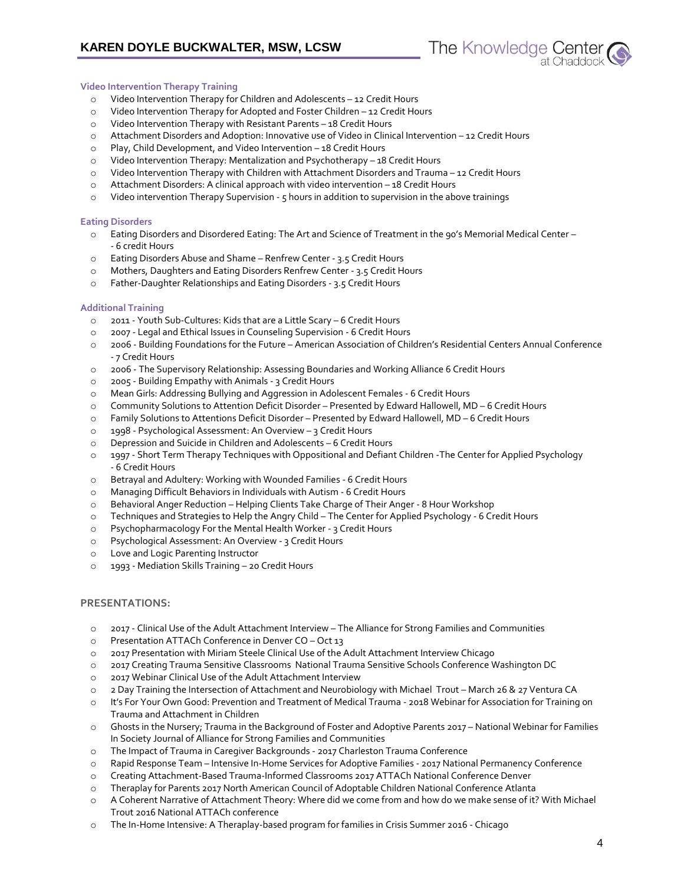### Video Intervention Therapy Training

- Video Intervention Therapy for Children and Adolescents – 12 Credit Hours
- Video Intervention Therapy for Adopted and Foster Children – 12 Credit Hours
- Video Intervention Therapy with Resistant Parents – 18 Credit Hours
- Attachment Disorders and Adoption: Innovative use of Video in Clinical Intervention – 12 Credit Hours
- Play, Child Development, and Video Intervention – 18 Credit Hours
- Video Intervention Therapy: Mentalization and Psychotherapy – 18 Credit Hours
- Video Intervention Therapy with Children with Attachment Disorders and Trauma – 12 Credit Hours
- Attachment Disorders: A clinical approach with video intervention – 18 Credit Hours
- Video intervention Therapy Supervision - 5 hours in addition to supervision in the above trainings

### Eating Disorders

- Eating Disorders and Disordered Eating: The Art and Science of Treatment in the 90's Memorial Medical Center – - 6 credit Hours
- Eating Disorders Abuse and Shame – Renfrew Center - 3.5 Credit Hours
- Mothers, Daughters and Eating Disorders Renfrew Center - 3.5 Credit Hours
- Father-Daughter Relationships and Eating Disorders - 3.5 Credit Hours

### Additional Training

- 2011 - Youth Sub-Cultures: Kids that are a Little Scary – 6 Credit Hours
- 2007 - Legal and Ethical Issues in Counseling Supervision - 6 Credit Hours
- 2006 - Building Foundations for the Future – American Association of Children's Residential Centers Annual Conference - 7 Credit Hours
- 2006 - The Supervisory Relationship: Assessing Boundaries and Working Alliance 6 Credit Hours
- 2005 - Building Empathy with Animals - 3 Credit Hours
- Mean Girls: Addressing Bullying and Aggression in Adolescent Females - 6 Credit Hours
- Community Solutions to Attention Deficit Disorder – Presented by Edward Hallowell, MD – 6 Credit Hours
- Family Solutions to Attentions Deficit Disorder – Presented by Edward Hallowell, MD – 6 Credit Hours
- 1998 - Psychological Assessment: An Overview – 3 Credit Hours
- Depression and Suicide in Children and Adolescents – 6 Credit Hours
- 1997 - Short Term Therapy Techniques with Oppositional and Defiant Children -The Center for Applied Psychology - 6 Credit Hours
- Betrayal and Adultery: Working with Wounded Families - 6 Credit Hours
- Managing Difficult Behaviors in Individuals with Autism - 6 Credit Hours
- Behavioral Anger Reduction – Helping Clients Take Charge of Their Anger - 8 Hour Workshop
- Techniques and Strategies to Help the Angry Child – The Center for Applied Psychology - 6 Credit Hours
- Psychopharmacology For the Mental Health Worker - 3 Credit Hours
- Psychological Assessment: An Overview - 3 Credit Hours
- Love and Logic Parenting Instructor
- 1993 - Mediation Skills Training – 20 Credit Hours

## PRESENTATIONS:

- 2017 - Clinical Use of the Adult Attachment Interview – The Alliance for Strong Families and Communities
- Presentation ATTACh Conference in Denver CO – Oct 13
- 2017 Presentation with Miriam Steele Clinical Use of the Adult Attachment Interview Chicago
- 2017 Creating Trauma Sensitive Classrooms National Trauma Sensitive Schools Conference Washington DC
- 2017 Webinar Clinical Use of the Adult Attachment Interview
- 2 Day Training the Intersection of Attachment and Neurobiology with Michael Trout – March 26 & 27 Ventura CA
- It's For Your Own Good: Prevention and Treatment of Medical Trauma - 2018 Webinar for Association for Training on Trauma and Attachment in Children
- Ghosts in the Nursery; Trauma in the Background of Foster and Adoptive Parents 2017 – National Webinar for Families In Society Journal of Alliance for Strong Families and Communities
- The Impact of Trauma in Caregiver Backgrounds - 2017 Charleston Trauma Conference
- Rapid Response Team – Intensive In-Home Services for Adoptive Families - 2017 National Permanency Conference
- Creating Attachment-Based Trauma-Informed Classrooms 2017 ATTACh National Conference Denver
- Theraplay for Parents 2017 North American Council of Adoptable Children National Conference Atlanta
- A Coherent Narrative of Attachment Theory: Where did we come from and how do we make sense of it? With Michael Trout 2016 National ATTACh conference
- The In-Home Intensive: A Theraplay-based program for families in Crisis Summer 2016 - Chicago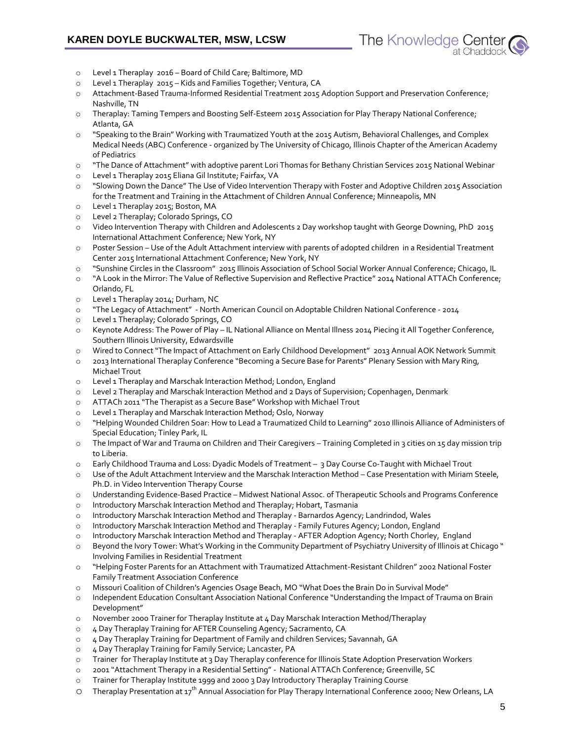- Level 1 Theraplay 2016 – Board of Child Care; Baltimore, MD
- Level 1 Theraplay 2015 – Kids and Families Together; Ventura, CA
- Attachment-Based Trauma-Informed Residential Treatment 2015 Adoption Support and Preservation Conference; Nashville, TN
- Theraplay: Taming Tempers and Boosting Self-Esteem 2015 Association for Play Therapy National Conference; Atlanta, GA
- "Speaking to the Brain" Working with Traumatized Youth at the 2015 Autism, Behavioral Challenges, and Complex Medical Needs (ABC) Conference - organized by The University of Chicago, Illinois Chapter of the American Academy of Pediatrics
- "The Dance of Attachment" with adoptive parent Lori Thomas for Bethany Christian Services 2015 National Webinar
- Level 1 Theraplay 2015 Eliana Gil Institute; Fairfax, VA
- "Slowing Down the Dance" The Use of Video Intervention Therapy with Foster and Adoptive Children 2015 Association for the Treatment and Training in the Attachment of Children Annual Conference; Minneapolis, MN
- Level 1 Theraplay 2015; Boston, MA
- Level 2 Theraplay; Colorado Springs, CO
- Video Intervention Therapy with Children and Adolescents 2 Day workshop taught with George Downing, PhD 2015 International Attachment Conference; New York, NY
- Poster Session – Use of the Adult Attachment interview with parents of adopted children in a Residential Treatment Center 2015 International Attachment Conference; New York, NY
- "Sunshine Circles in the Classroom" 2015 Illinois Association of School Social Worker Annual Conference; Chicago, IL
- "A Look in the Mirror: The Value of Reflective Supervision and Reflective Practice" 2014 National ATTACh Conference; Orlando, FL
- Level 1 Theraplay 2014; Durham, NC
- "The Legacy of Attachment" - North American Council on Adoptable Children National Conference - 2014
- Level 1 Theraplay; Colorado Springs, CO
- Keynote Address: The Power of Play – IL National Alliance on Mental Illness 2014 Piecing it All Together Conference, Southern Illinois University, Edwardsville
- Wired to Connect "The Impact of Attachment on Early Childhood Development" 2013 Annual AOK Network Summit
- 2013 International Theraplay Conference "Becoming a Secure Base for Parents" Plenary Session with Mary Ring, Michael Trout
- Level 1 Theraplay and Marschak Interaction Method; London, England
- Level 2 Theraplay and Marschak Interaction Method and 2 Days of Supervision; Copenhagen, Denmark
- ATTACh 2011 "The Therapist as a Secure Base" Workshop with Michael Trout
- Level 1 Theraplay and Marschak Interaction Method; Oslo, Norway
- "Helping Wounded Children Soar: How to Lead a Traumatized Child to Learning" 2010 Illinois Alliance of Administers of Special Education; Tinley Park, IL
- The Impact of War and Trauma on Children and Their Caregivers – Training Completed in 3 cities on 15 day mission trip to Liberia.
- Early Childhood Trauma and Loss: Dyadic Models of Treatment – 3 Day Course Co-Taught with Michael Trout
- Use of the Adult Attachment Interview and the Marschak Interaction Method – Case Presentation with Miriam Steele, Ph.D. in Video Intervention Therapy Course
- Understanding Evidence-Based Practice – Midwest National Assoc. of Therapeutic Schools and Programs Conference
- Introductory Marschak Interaction Method and Theraplay; Hobart, Tasmania
- Introductory Marschak Interaction Method and Theraplay - Barnardos Agency; Landrindod, Wales
- Introductory Marschak Interaction Method and Theraplay - Family Futures Agency; London, England
- Introductory Marschak Interaction Method and Theraplay - AFTER Adoption Agency; North Chorley, England
- Beyond the Ivory Tower: What's Working in the Community Department of Psychiatry University of Illinois at Chicago " Involving Families in Residential Treatment
- "Helping Foster Parents for an Attachment with Traumatized Attachment-Resistant Children" 2002 National Foster Family Treatment Association Conference
- Missouri Coalition of Children's Agencies Osage Beach, MO "What Does the Brain Do in Survival Mode"
- Independent Education Consultant Association National Conference "Understanding the Impact of Trauma on Brain Development"
- November 2000 Trainer for Theraplay Institute at 4 Day Marschak Interaction Method/Theraplay
- 4 Day Theraplay Training for AFTER Counseling Agency; Sacramento, CA
- 4 Day Theraplay Training for Department of Family and children Services; Savannah, GA
- 4 Day Theraplay Training for Family Service; Lancaster, PA
- Trainer for Theraplay Institute at 3 Day Theraplay conference for Illinois State Adoption Preservation Workers
- 2001 "Attachment Therapy in a Residential Setting" - National ATTACh Conference; Greenville, SC
- Trainer for Theraplay Institute 1999 and 2000 3 Day Introductory Theraplay Training Course
- Theraplay Presentation at 17th Annual Association for Play Therapy International Conference 2000; New Orleans, LA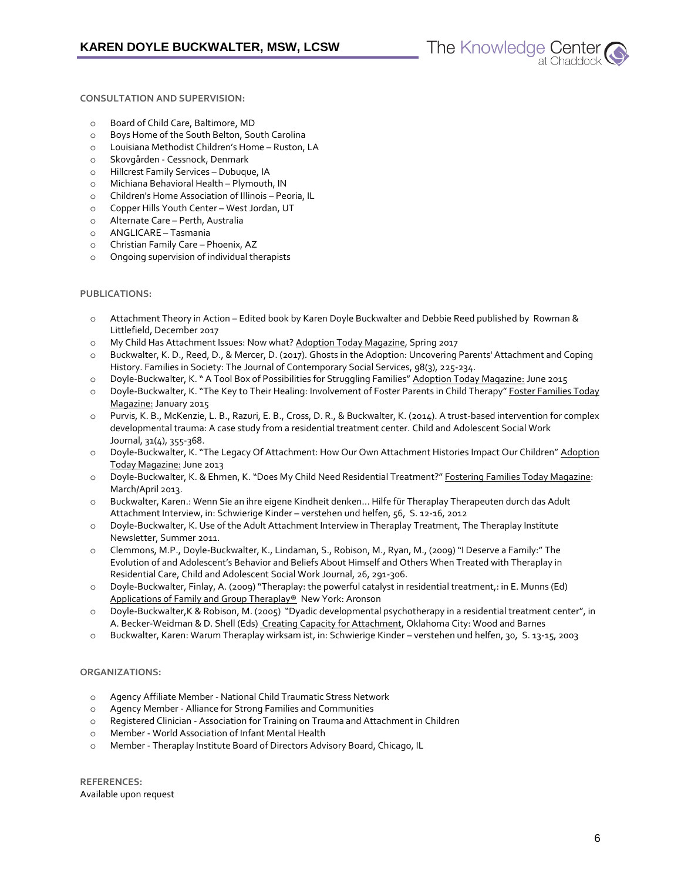**CONSULTATION AND SUPERVISION:**

- Board of Child Care, Baltimore, MD
- Boys Home of the South Belton, South Carolina
- Louisiana Methodist Children's Home – Ruston, LA
- Skovgården - Cessnock, Denmark
- Hillcrest Family Services – Dubuque, IA
- Michiana Behavioral Health – Plymouth, IN
- Children's Home Association of Illinois – Peoria, IL
- Copper Hills Youth Center – West Jordan, UT
- Alternate Care – Perth, Australia
- ANGLICARE – Tasmania
- Christian Family Care – Phoenix, AZ
- Ongoing supervision of individual therapists

**PUBLICATIONS:**

- Attachment Theory in Action – Edited book by Karen Doyle Buckwalter and Debbie Reed published by Rowman & Littlefield, December 2017
- My Child Has Attachment Issues: Now what? Adoption Today Magazine, Spring 2017
- Buckwalter, K. D., Reed, D., & Mercer, D. (2017). Ghosts in the Adoption: Uncovering Parents' Attachment and Coping History. Families in Society: The Journal of Contemporary Social Services, 98(3), 225-234.
- Doyle-Buckwalter, K. " A Tool Box of Possibilities for Struggling Families" Adoption Today Magazine: June 2015
- Doyle-Buckwalter, K. "The Key to Their Healing: Involvement of Foster Parents in Child Therapy" Foster Families Today Magazine: January 2015
- Purvis, K. B., McKenzie, L. B., Razuri, E. B., Cross, D. R., & Buckwalter, K. (2014). A trust-based intervention for complex developmental trauma: A case study from a residential treatment center. Child and Adolescent Social Work Journal, 31(4), 355-368.
- Doyle-Buckwalter, K. "The Legacy Of Attachment: How Our Own Attachment Histories Impact Our Children" Adoption Today Magazine: June 2013
- Doyle-Buckwalter, K. & Ehmen, K. "Does My Child Need Residential Treatment?" Fostering Families Today Magazine: March/April 2013.
- Buckwalter, Karen.: Wenn Sie an ihre eigene Kindheit denken… Hilfe für Theraplay Therapeuten durch das Adult Attachment Interview, in: Schwierige Kinder – verstehen und helfen, 56, S. 12-16, 2012
- Doyle-Buckwalter, K. Use of the Adult Attachment Interview in Theraplay Treatment, The Theraplay Institute Newsletter, Summer 2011.
- Clemmons, M.P., Doyle-Buckwalter, K., Lindaman, S., Robison, M., Ryan, M., (2009) "I Deserve a Family:" The Evolution of and Adolescent's Behavior and Beliefs About Himself and Others When Treated with Theraplay in Residential Care, Child and Adolescent Social Work Journal, 26, 291-306.
- Doyle-Buckwalter, Finlay, A. (2009) "Theraplay: the powerful catalyst in residential treatment,: in E. Munns (Ed) Applications of Family and Group Theraplay® New York: Aronson
- Doyle-Buckwalter,K & Robison, M. (2005) "Dyadic developmental psychotherapy in a residential treatment center", in A. Becker-Weidman & D. Shell (Eds) Creating Capacity for Attachment, Oklahoma City: Wood and Barnes
- Buckwalter, Karen: Warum Theraplay wirksam ist, in: Schwierige Kinder – verstehen und helfen, 30, S. 13-15, 2003

**ORGANIZATIONS:**

- Agency Affiliate Member - National Child Traumatic Stress Network
- Agency Member - Alliance for Strong Families and Communities
- Registered Clinician - Association for Training on Trauma and Attachment in Children
- Member - World Association of Infant Mental Health
- Member - Theraplay Institute Board of Directors Advisory Board, Chicago, IL

**REFERENCES:**
Available upon request